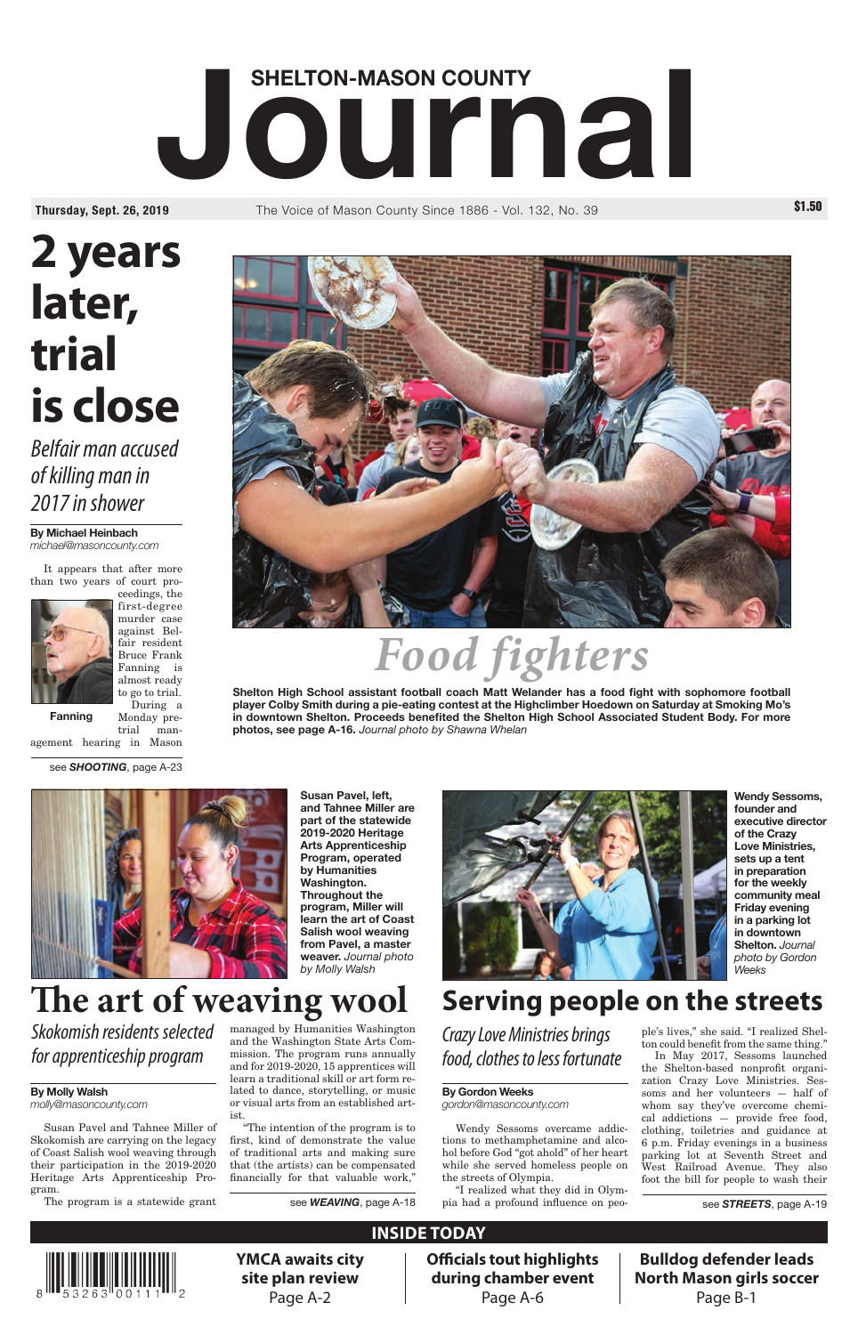# SHELTON-MASON COUNTY Journal

**Thursday, Sept. 26, 2019** — The Voice of Mason County Since 1886 - Vol. 132, No. 39 — **$1.50**

# 2 years later, trial is close

*Belfair man accused of killing man in 2017 in shower*

**By Michael Heinbach**
*michael@masoncounty.com*

**Fanning**

It appears that after more than two years of court proceedings, the first-degree murder case against Belfair resident Bruce Frank Fanning is almost ready to go to trial.

During a Monday pretrial management hearing in Mason

see ***SHOOTING***, page A-23

# Food fighters

**Shelton High School assistant football coach Matt Welander has a food fight with sophomore football player Colby Smith during a pie-eating contest at the Highclimber Hoedown on Saturday at Smoking Mo's in downtown Shelton. Proceeds benefited the Shelton High School Associated Student Body. For more photos, see page A-16.** *Journal photo by Shawna Whelan*

**Susan Pavel, left, and Tahnee Miller are part of the statewide 2019-2020 Heritage Arts Apprenticeship Program, operated by Humanities Washington. Throughout the program, Miller will learn the art of Coast Salish wool weaving from Pavel, a master weaver.** *Journal photo by Molly Walsh*

## The art of weaving wool

*Skokomish residents selected for apprenticeship program*

**By Molly Walsh**
*molly@masoncounty.com*

Susan Pavel and Tahnee Miller of Skokomish are carrying on the legacy of Coast Salish wool weaving through their participation in the 2019-2020 Heritage Arts Apprenticeship Program.

The program is a statewide grant managed by Humanities Washington and the Washington State Arts Commission. The program runs annually and for 2019-2020, 15 apprentices will learn a traditional skill or art form related to dance, storytelling, or music or visual arts from an established artist.

"The intention of the program is to first, kind of demonstrate the value of traditional arts and making sure that (the artists) can be compensated financially for that valuable work,"

see ***WEAVING***, page A-18

**Wendy Sessoms, founder and executive director of the Crazy Love Ministries, sets up a tent in preparation for the weekly community meal Friday evening in a parking lot in downtown Shelton.** *Journal photo by Gordon Weeks*

## Serving people on the streets

*Crazy Love Ministries brings food, clothes to less fortunate*

**By Gordon Weeks**
*gordon@masoncounty.com*

Wendy Sessoms overcame addictions to methamphetamine and alcohol before God "got ahold" of her heart while she served homeless people on the streets of Olympia.

"I realized what they did in Olympia had a profound influence on people's lives," she said. "I realized Shelton could benefit from the same thing."

In May 2017, Sessoms launched the Shelton-based nonprofit organization Crazy Love Ministries. Sessoms and her volunteers — half of whom say they've overcome chemical addictions — provide free food, clothing, toiletries and guidance at 6 p.m. Friday evenings in a business parking lot at Seventh Street and West Railroad Avenue. They also foot the bill for people to wash their

see ***STREETS***, page A-19

## INSIDE TODAY

**YMCA awaits city site plan review**
Page A-2

**Officials tout highlights during chamber event**
Page A-6

**Bulldog defender leads North Mason girls soccer**
Page B-1

8 53263 00111 2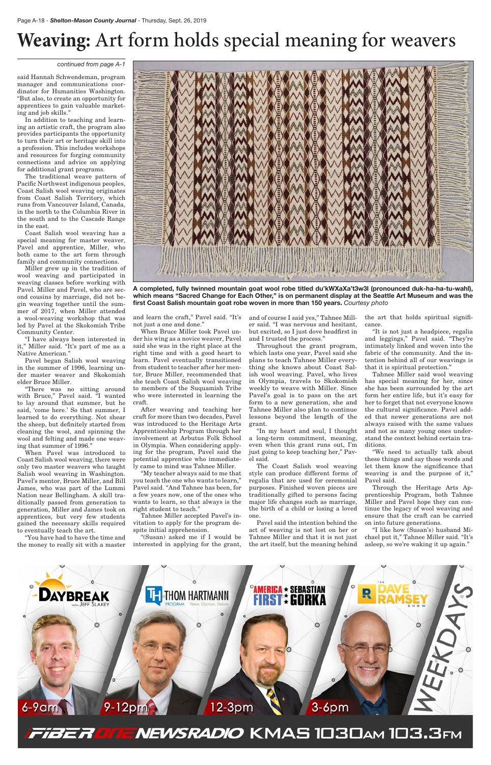# Weaving: Art form holds special meaning for weavers

*continued from page A-1*

said Hannah Schwendeman, program manager and communications coordinator for Humanities Washington. "But also, to create an opportunity for apprentices to gain valuable marketing and job skills."

In addition to teaching and learning an artistic craft, the program also provides participants the opportunity to turn their art or heritage skill into a profession. This includes workshops and resources for forging community connections and advice on applying for additional grant programs.

The traditional weave pattern of Pacific Northwest indigenous peoples, Coast Salish wool weaving originates from Coast Salish Territory, which runs from Vancouver Island, Canada, in the north to the Columbia River in the south and to the Cascade Range in the east.

Coast Salish wool weaving has a special meaning for master weaver, Pavel and apprentice, Miller, who both came to the art form through family and community connections.

Miller grew up in the tradition of wool weaving and participated in weaving classes before working with Pavel. Miller and Pavel, who are second cousins by marriage, did not begin weaving together until the summer of 2017, when Miller attended a wool-weaving workshop that was led by Pavel at the Skokomish Tribe Community Center.

"I have always been interested in it," Miller said. "It's part of me as a Native American."

Pavel began Salish wool weaving in the summer of 1996, learning under master weaver and Skokomish elder Bruce Miller.

"There was no sitting around with Bruce," Pavel said. "I wanted to lay around that summer, but he said, 'come here.' So that summer, I learned to do everything. Not shear the sheep, but definitely started from cleaning the wool, and spinning the wool and felting and made one weaving that summer of 1996."

When Pavel was introduced to Coast Salish wool weaving, there were only two master weavers who taught Salish wool weaving in Washington. Pavel's mentor, Bruce Miller, and Bill James, who was part of the Lummi Nation near Bellingham. A skill traditionally passed from generation to generation, Miller and James took on apprentices, but very few students gained the necessary skills required to eventually teach the art.

"You have had to have the time and the money to really sit with a master and learn the craft," Pavel said. "It's not just a one and done."

When Bruce Miller took Pavel under his wing as a novice weaver, Pavel said she was in the right place at the right time and with a good heart to learn. Pavel eventually transitioned from student to teacher after her mentor, Bruce Miller, recommended that she teach Coast Salish wool weaving to members of the Suquamish Tribe who were interested in learning the craft.

After weaving and teaching her craft for more than two decades, Pavel was introduced to the Heritage Arts Apprenticeship Program through her involvement at Arbutus Folk School in Olympia. When considering applying for the program, Pavel said the potential apprentice who immediately came to mind was Tahnee Miller.

"My teacher always said to me that you teach the one who wants to learn," Pavel said. "And Tahnee has been, for a few years now, one of the ones who wants to learn, so that always is the right student to teach."

Tahnee Miller accepted Pavel's invitation to apply for the program despite initial apprehension.

"(Susan) asked me if I would be interested in applying for the grant, and of course I said yes," Tahnee Miller said. "I was nervous and hesitant, but excited, so I just dove headfirst in and I trusted the process."

Throughout the grant program, which lasts one year, Pavel said she plans to teach Tahnee Miller everything she knows about Coast Salish wool weaving. Pavel, who lives in Olympia, travels to Skokomish weekly to weave with Miller. Since Pavel's goal is to pass on the art form to a new generation, she and Tahnee Miller also plan to continue lessons beyond the length of the grant.

"In my heart and soul, I thought a long-term commitment, meaning, even when this grant runs out, I'm just going to keep teaching her," Pavel said.

The Coast Salish wool weaving style can produce different forms of regalia that are used for ceremonial purposes. Finished woven pieces are traditionally gifted to persons facing major life changes such as marriage, the birth of a child or losing a loved one.

Pavel said the intention behind the act of weaving is not lost on her or Tahnee Miller and that it is not just the art itself, but the meaning behind the art that holds spiritual significance.

"It is not just a headpiece, regalia and leggings," Pavel said. "They're intimately linked and woven into the fabric of the community. And the intention behind all of our weavings is that it is spiritual protection."

Tahnee Miller said wool weaving has special meaning for her, since she has been surrounded by the art form her entire life, but it's easy for her to forget that not everyone knows the cultural significance. Pavel added that newer generations are not always raised with the same values and not as many young ones understand the context behind certain traditions.

"We need to actually talk about these things and say those words and let them know the significance that weaving is and the purpose of it," Pavel said.

Through the Heritage Arts Apprenticeship Program, both Tahnee Miller and Pavel hope they can continue the legacy of wool weaving and ensure that the craft can be carried on into future generations.

"I like how (Susan's) husband Michael put it," Tahnee Miller said. "It's asleep, so we're waking it up again."

**A completed, fully twinned mountain goat wool robe titled du'kWXaXa't3w3l (pronounced duk-ha-ha-tu-wahl), which means "Sacred Change for Each Other," is on permanent display at the Seattle Art Museum and was the first Coast Salish mountain goat robe woven in more than 150 years.** *Courtesy photo*

DAYBREAK with JEFF SLAKEY 6-9am

THOM HARTMANN PROGRAM News. Opinion. Debate 9-12pm

AMERICA FIRST SEBASTIAN GORKA 12-3pm

THE DAVE RAMSEY SHOW 3-6pm

WEEKDAYS

FIBERONE NEWSRADIO KMAS 1030AM 103.3FM